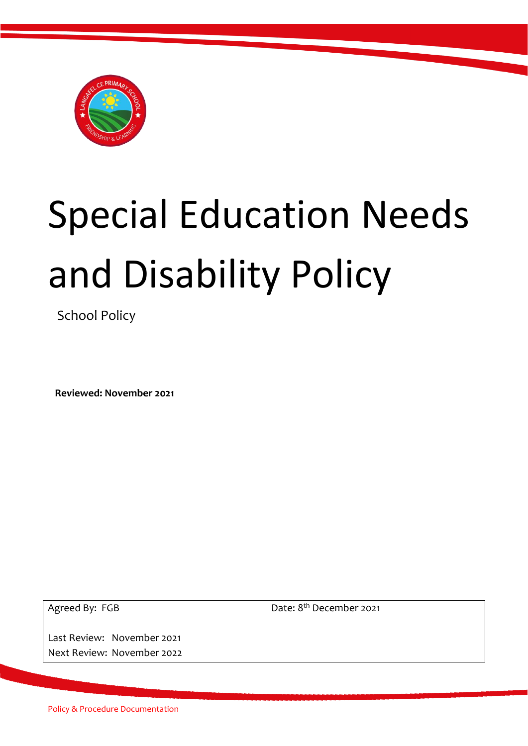# Special Education Needs and Disability Policy

School Policy

**Reviewed: November 2021**

| Agreed By: FGB | Date: 8th December 2021 |
|---|---|
| Last Review: November 2021 | |
| Next Review: November 2022 | |

Policy & Procedure Documentation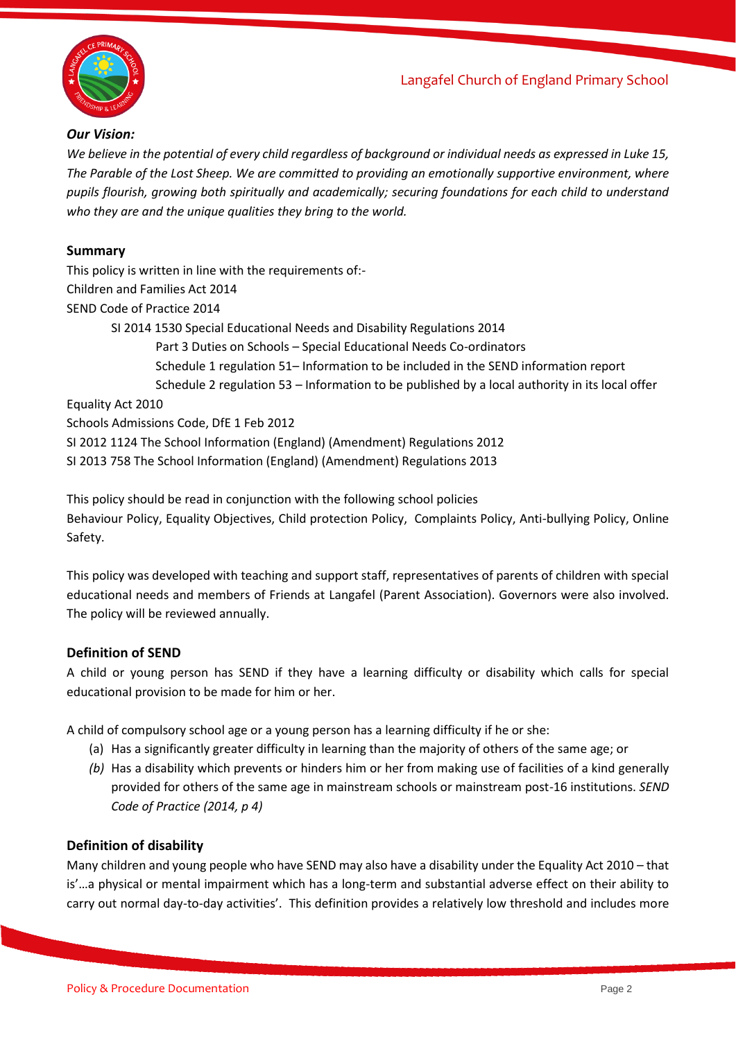### *Our Vision:*

*We believe in the potential of every child regardless of background or individual needs as expressed in Luke 15, The Parable of the Lost Sheep. We are committed to providing an emotionally supportive environment, where pupils flourish, growing both spiritually and academically; securing foundations for each child to understand who they are and the unique qualities they bring to the world.*

### Summary

This policy is written in line with the requirements of:-

Children and Families Act 2014

SEND Code of Practice 2014

- SI 2014 1530 Special Educational Needs and Disability Regulations 2014
  - Part 3 Duties on Schools – Special Educational Needs Co-ordinators
  - Schedule 1 regulation 51– Information to be included in the SEND information report
  - Schedule 2 regulation 53 – Information to be published by a local authority in its local offer

Equality Act 2010

Schools Admissions Code, DfE 1 Feb 2012

SI 2012 1124 The School Information (England) (Amendment) Regulations 2012

SI 2013 758 The School Information (England) (Amendment) Regulations 2013

This policy should be read in conjunction with the following school policies

Behaviour Policy, Equality Objectives, Child protection Policy, Complaints Policy, Anti-bullying Policy, Online Safety.

This policy was developed with teaching and support staff, representatives of parents of children with special educational needs and members of Friends at Langafel (Parent Association). Governors were also involved. The policy will be reviewed annually.

### Definition of SEND

A child or young person has SEND if they have a learning difficulty or disability which calls for special educational provision to be made for him or her.

A child of compulsory school age or a young person has a learning difficulty if he or she:

(a) Has a significantly greater difficulty in learning than the majority of others of the same age; or

*(b)* Has a disability which prevents or hinders him or her from making use of facilities of a kind generally provided for others of the same age in mainstream schools or mainstream post-16 institutions. *SEND Code of Practice (2014, p 4)*

### Definition of disability

Many children and young people who have SEND may also have a disability under the Equality Act 2010 – that is'…a physical or mental impairment which has a long-term and substantial adverse effect on their ability to carry out normal day-to-day activities'. This definition provides a relatively low threshold and includes more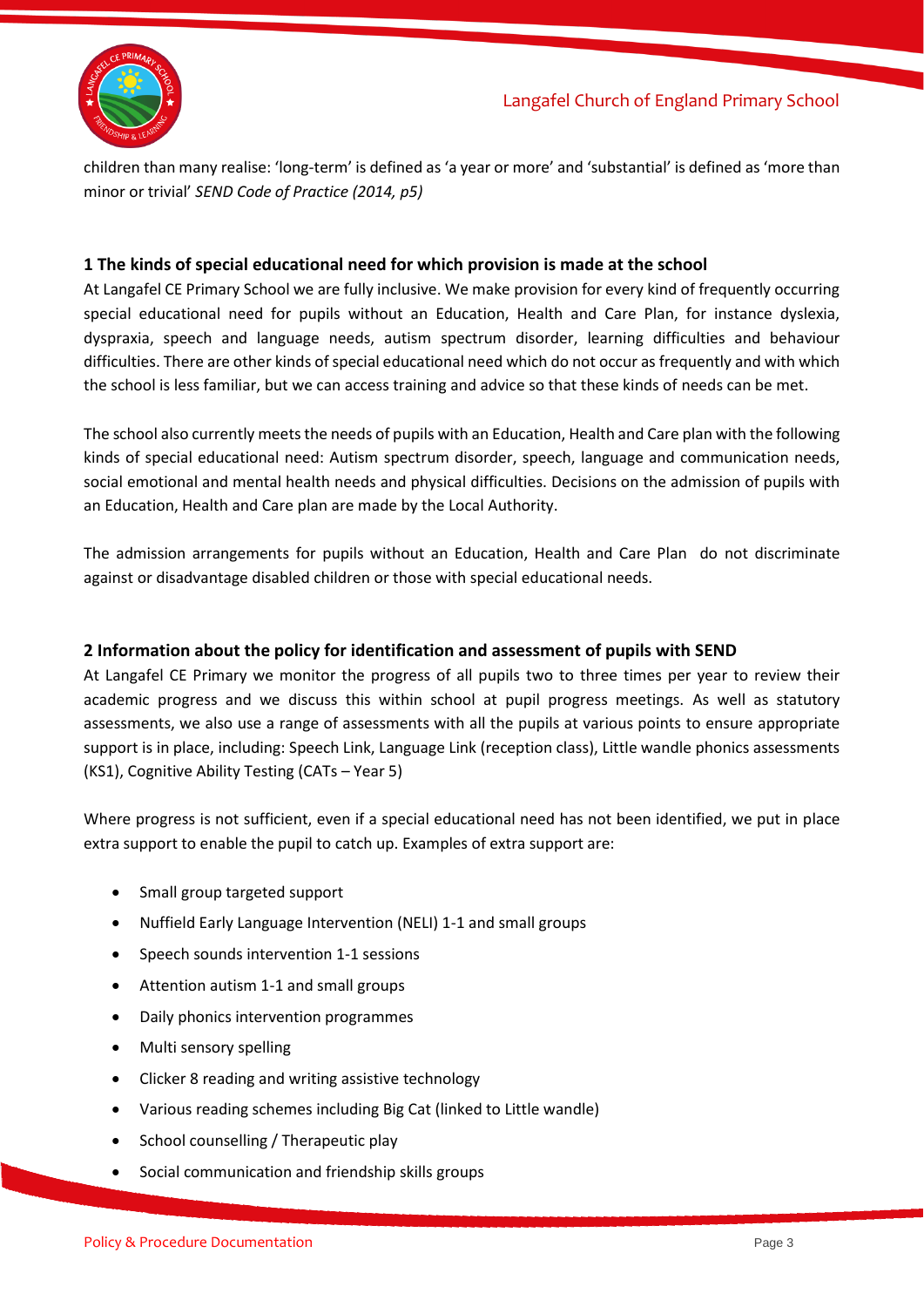children than many realise: 'long-term' is defined as 'a year or more' and 'substantial' is defined as 'more than minor or trivial' *SEND Code of Practice (2014, p5)*

### 1 The kinds of special educational need for which provision is made at the school

At Langafel CE Primary School we are fully inclusive. We make provision for every kind of frequently occurring special educational need for pupils without an Education, Health and Care Plan, for instance dyslexia, dyspraxia, speech and language needs, autism spectrum disorder, learning difficulties and behaviour difficulties. There are other kinds of special educational need which do not occur as frequently and with which the school is less familiar, but we can access training and advice so that these kinds of needs can be met.

The school also currently meets the needs of pupils with an Education, Health and Care plan with the following kinds of special educational need: Autism spectrum disorder, speech, language and communication needs, social emotional and mental health needs and physical difficulties. Decisions on the admission of pupils with an Education, Health and Care plan are made by the Local Authority.

The admission arrangements for pupils without an Education, Health and Care Plan do not discriminate against or disadvantage disabled children or those with special educational needs.

### 2 Information about the policy for identification and assessment of pupils with SEND

At Langafel CE Primary we monitor the progress of all pupils two to three times per year to review their academic progress and we discuss this within school at pupil progress meetings. As well as statutory assessments, we also use a range of assessments with all the pupils at various points to ensure appropriate support is in place, including: Speech Link, Language Link (reception class), Little wandle phonics assessments (KS1), Cognitive Ability Testing (CATs – Year 5)

Where progress is not sufficient, even if a special educational need has not been identified, we put in place extra support to enable the pupil to catch up. Examples of extra support are:

- Small group targeted support
- Nuffield Early Language Intervention (NELI) 1-1 and small groups
- Speech sounds intervention 1-1 sessions
- Attention autism 1-1 and small groups
- Daily phonics intervention programmes
- Multi sensory spelling
- Clicker 8 reading and writing assistive technology
- Various reading schemes including Big Cat (linked to Little wandle)
- School counselling / Therapeutic play
- Social communication and friendship skills groups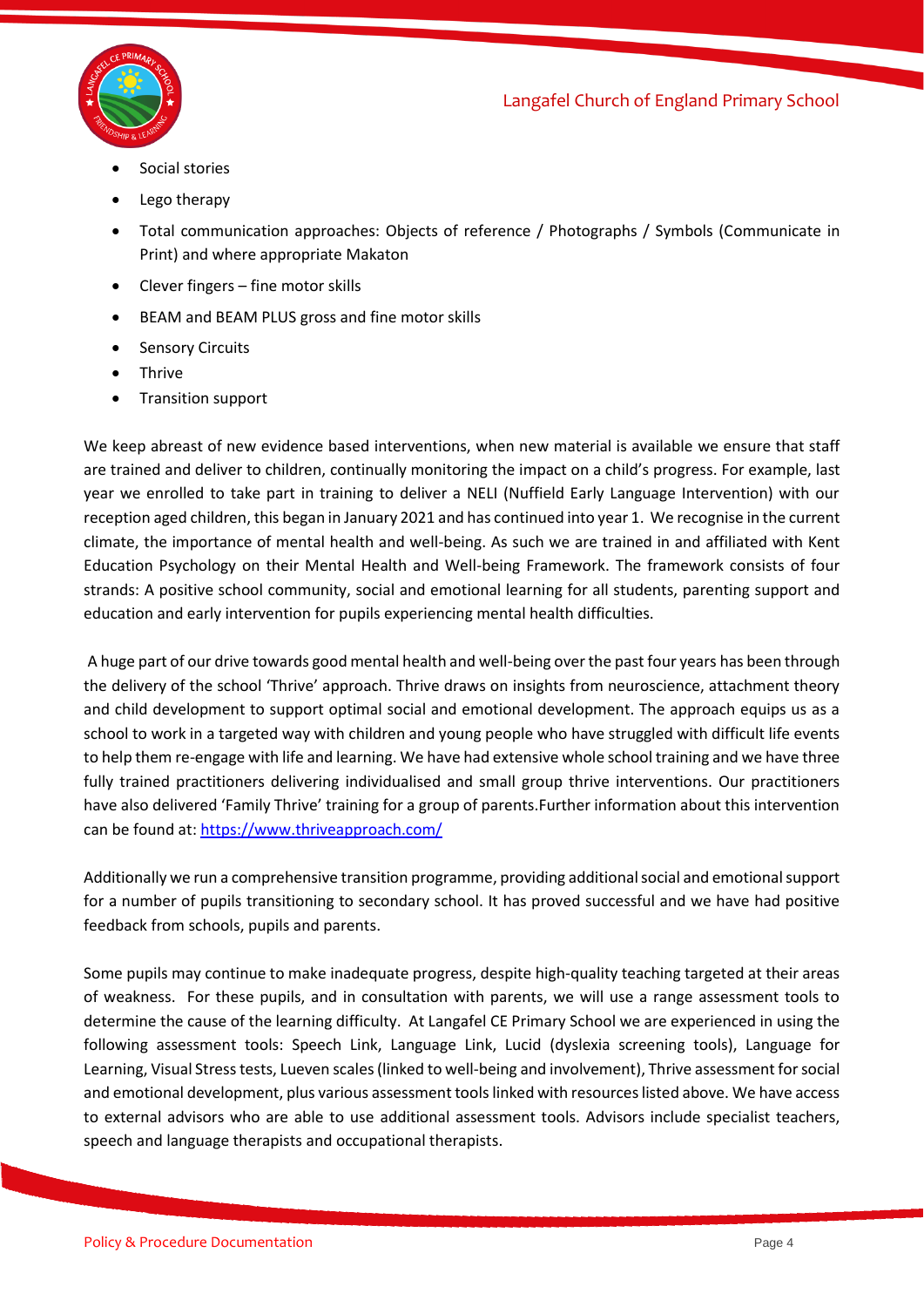- Social stories
- Lego therapy
- Total communication approaches: Objects of reference / Photographs / Symbols (Communicate in Print) and where appropriate Makaton
- Clever fingers – fine motor skills
- BEAM and BEAM PLUS gross and fine motor skills
- Sensory Circuits
- Thrive
- Transition support

We keep abreast of new evidence based interventions, when new material is available we ensure that staff are trained and deliver to children, continually monitoring the impact on a child's progress. For example, last year we enrolled to take part in training to deliver a NELI (Nuffield Early Language Intervention) with our reception aged children, this began in January 2021 and has continued into year 1. We recognise in the current climate, the importance of mental health and well-being. As such we are trained in and affiliated with Kent Education Psychology on their Mental Health and Well-being Framework. The framework consists of four strands: A positive school community, social and emotional learning for all students, parenting support and education and early intervention for pupils experiencing mental health difficulties.

A huge part of our drive towards good mental health and well-being over the past four years has been through the delivery of the school 'Thrive' approach. Thrive draws on insights from neuroscience, attachment theory and child development to support optimal social and emotional development. The approach equips us as a school to work in a targeted way with children and young people who have struggled with difficult life events to help them re-engage with life and learning. We have had extensive whole school training and we have three fully trained practitioners delivering individualised and small group thrive interventions. Our practitioners have also delivered 'Family Thrive' training for a group of parents.Further information about this intervention can be found at: [https://www.thriveapproach.com/](https://www.thriveapproach.com/)

Additionally we run a comprehensive transition programme, providing additional social and emotional support for a number of pupils transitioning to secondary school. It has proved successful and we have had positive feedback from schools, pupils and parents.

Some pupils may continue to make inadequate progress, despite high-quality teaching targeted at their areas of weakness. For these pupils, and in consultation with parents, we will use a range assessment tools to determine the cause of the learning difficulty. At Langafel CE Primary School we are experienced in using the following assessment tools: Speech Link, Language Link, Lucid (dyslexia screening tools), Language for Learning, Visual Stress tests, Lueven scales (linked to well-being and involvement), Thrive assessment for social and emotional development, plus various assessment tools linked with resources listed above. We have access to external advisors who are able to use additional assessment tools. Advisors include specialist teachers, speech and language therapists and occupational therapists.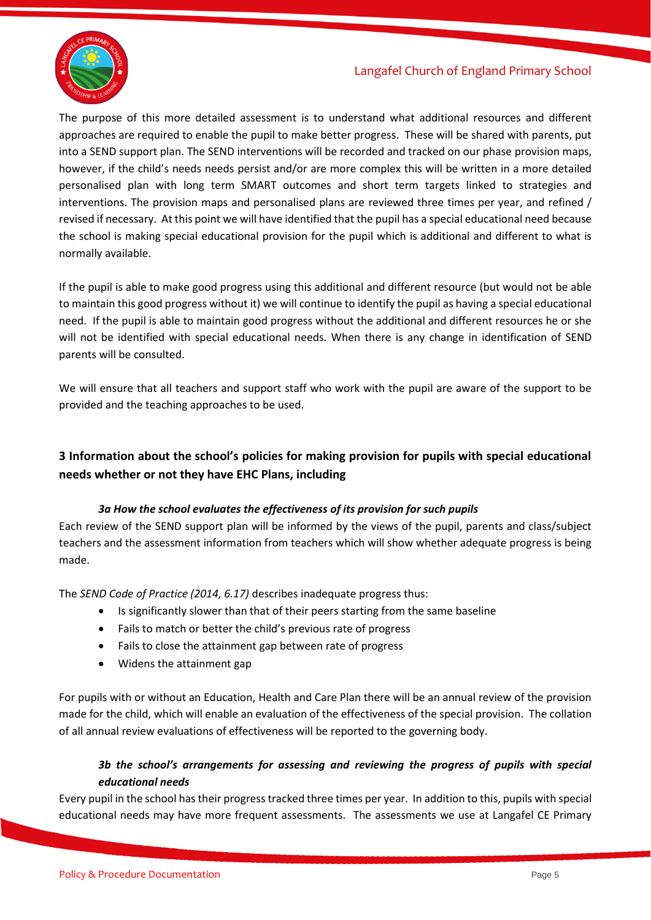The purpose of this more detailed assessment is to understand what additional resources and different approaches are required to enable the pupil to make better progress. These will be shared with parents, put into a SEND support plan. The SEND interventions will be recorded and tracked on our phase provision maps, however, if the child's needs needs persist and/or are more complex this will be written in a more detailed personalised plan with long term SMART outcomes and short term targets linked to strategies and interventions. The provision maps and personalised plans are reviewed three times per year, and refined / revised if necessary. At this point we will have identified that the pupil has a special educational need because the school is making special educational provision for the pupil which is additional and different to what is normally available.

If the pupil is able to make good progress using this additional and different resource (but would not be able to maintain this good progress without it) we will continue to identify the pupil as having a special educational need. If the pupil is able to maintain good progress without the additional and different resources he or she will not be identified with special educational needs. When there is any change in identification of SEND parents will be consulted.

We will ensure that all teachers and support staff who work with the pupil are aware of the support to be provided and the teaching approaches to be used.

## 3 Information about the school's policies for making provision for pupils with special educational needs whether or not they have EHC Plans, including

### *3a How the school evaluates the effectiveness of its provision for such pupils*

Each review of the SEND support plan will be informed by the views of the pupil, parents and class/subject teachers and the assessment information from teachers which will show whether adequate progress is being made.

The *SEND Code of Practice (2014, 6.17)* describes inadequate progress thus:

- Is significantly slower than that of their peers starting from the same baseline
- Fails to match or better the child's previous rate of progress
- Fails to close the attainment gap between rate of progress
- Widens the attainment gap

For pupils with or without an Education, Health and Care Plan there will be an annual review of the provision made for the child, which will enable an evaluation of the effectiveness of the special provision. The collation of all annual review evaluations of effectiveness will be reported to the governing body.

### *3b the school's arrangements for assessing and reviewing the progress of pupils with special educational needs*

Every pupil in the school has their progress tracked three times per year. In addition to this, pupils with special educational needs may have more frequent assessments. The assessments we use at Langafel CE Primary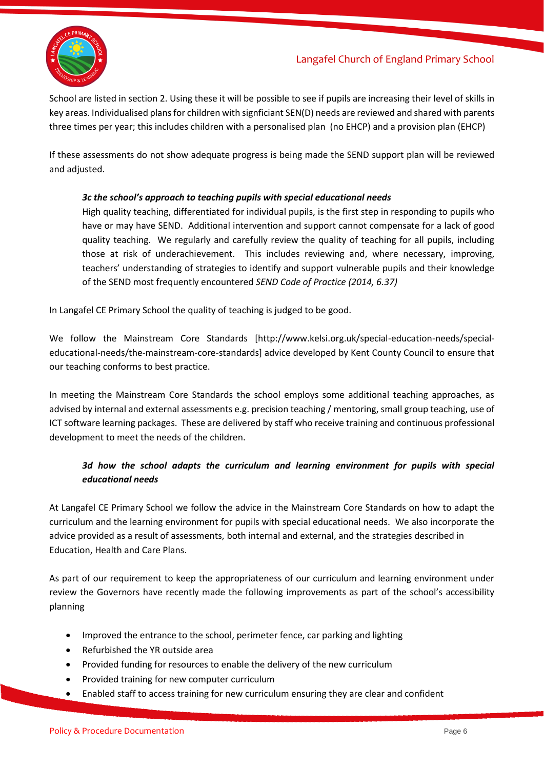School are listed in section 2. Using these it will be possible to see if pupils are increasing their level of skills in key areas. Individualised plans for children with signficiant SEN(D) needs are reviewed and shared with parents three times per year; this includes children with a personalised plan (no EHCP) and a provision plan (EHCP)

If these assessments do not show adequate progress is being made the SEND support plan will be reviewed and adjusted.

### *3c the school's approach to teaching pupils with special educational needs*

High quality teaching, differentiated for individual pupils, is the first step in responding to pupils who have or may have SEND. Additional intervention and support cannot compensate for a lack of good quality teaching. We regularly and carefully review the quality of teaching for all pupils, including those at risk of underachievement. This includes reviewing and, where necessary, improving, teachers' understanding of strategies to identify and support vulnerable pupils and their knowledge of the SEND most frequently encountered *SEND Code of Practice (2014, 6.37)*

In Langafel CE Primary School the quality of teaching is judged to be good.

We follow the Mainstream Core Standards [http://www.kelsi.org.uk/special-education-needs/special-educational-needs/the-mainstream-core-standards] advice developed by Kent County Council to ensure that our teaching conforms to best practice.

In meeting the Mainstream Core Standards the school employs some additional teaching approaches, as advised by internal and external assessments e.g. precision teaching / mentoring, small group teaching, use of ICT software learning packages. These are delivered by staff who receive training and continuous professional development to meet the needs of the children.

### *3d how the school adapts the curriculum and learning environment for pupils with special educational needs*

At Langafel CE Primary School we follow the advice in the Mainstream Core Standards on how to adapt the curriculum and the learning environment for pupils with special educational needs. We also incorporate the advice provided as a result of assessments, both internal and external, and the strategies described in Education, Health and Care Plans.

As part of our requirement to keep the appropriateness of our curriculum and learning environment under review the Governors have recently made the following improvements as part of the school's accessibility planning

- Improved the entrance to the school, perimeter fence, car parking and lighting
- Refurbished the YR outside area
- Provided funding for resources to enable the delivery of the new curriculum
- Provided training for new computer curriculum
- Enabled staff to access training for new curriculum ensuring they are clear and confident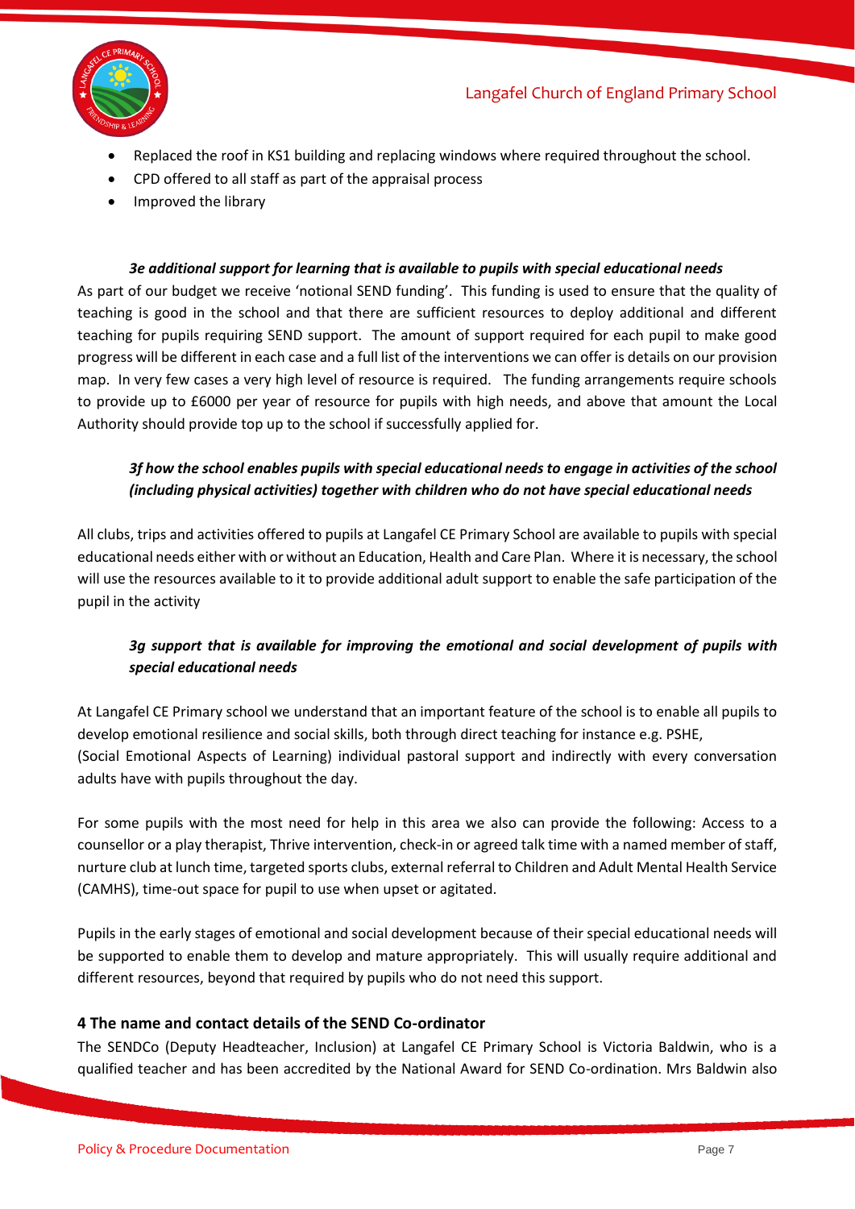- Replaced the roof in KS1 building and replacing windows where required throughout the school.
- CPD offered to all staff as part of the appraisal process
- Improved the library

***3e additional support for learning that is available to pupils with special educational needs***

As part of our budget we receive 'notional SEND funding'. This funding is used to ensure that the quality of teaching is good in the school and that there are sufficient resources to deploy additional and different teaching for pupils requiring SEND support. The amount of support required for each pupil to make good progress will be different in each case and a full list of the interventions we can offer is details on our provision map. In very few cases a very high level of resource is required. The funding arrangements require schools to provide up to £6000 per year of resource for pupils with high needs, and above that amount the Local Authority should provide top up to the school if successfully applied for.

***3f how the school enables pupils with special educational needs to engage in activities of the school (including physical activities) together with children who do not have special educational needs***

All clubs, trips and activities offered to pupils at Langafel CE Primary School are available to pupils with special educational needs either with or without an Education, Health and Care Plan. Where it is necessary, the school will use the resources available to it to provide additional adult support to enable the safe participation of the pupil in the activity

***3g support that is available for improving the emotional and social development of pupils with special educational needs***

At Langafel CE Primary school we understand that an important feature of the school is to enable all pupils to develop emotional resilience and social skills, both through direct teaching for instance e.g. PSHE, (Social Emotional Aspects of Learning) individual pastoral support and indirectly with every conversation adults have with pupils throughout the day.

For some pupils with the most need for help in this area we also can provide the following: Access to a counsellor or a play therapist, Thrive intervention, check-in or agreed talk time with a named member of staff, nurture club at lunch time, targeted sports clubs, external referral to Children and Adult Mental Health Service (CAMHS), time-out space for pupil to use when upset or agitated.

Pupils in the early stages of emotional and social development because of their special educational needs will be supported to enable them to develop and mature appropriately. This will usually require additional and different resources, beyond that required by pupils who do not need this support.

## 4 The name and contact details of the SEND Co-ordinator

The SENDCo (Deputy Headteacher, Inclusion) at Langafel CE Primary School is Victoria Baldwin, who is a qualified teacher and has been accredited by the National Award for SEND Co-ordination. Mrs Baldwin also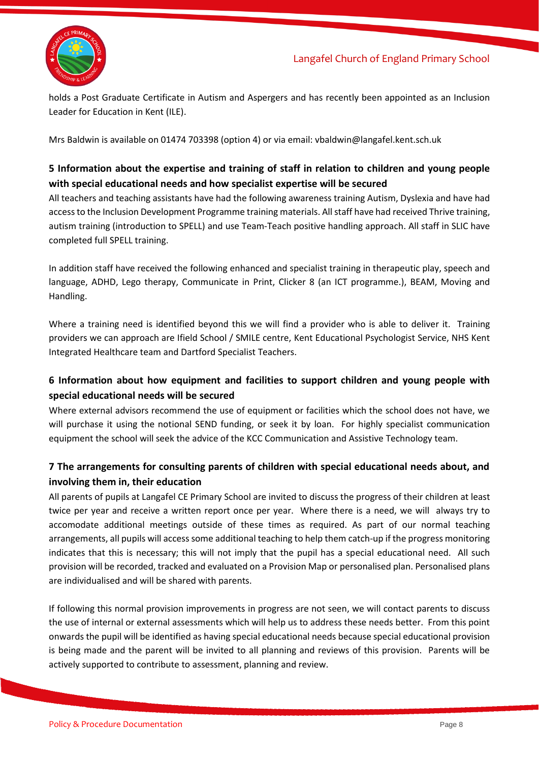holds a Post Graduate Certificate in Autism and Aspergers and has recently been appointed as an Inclusion Leader for Education in Kent (ILE).

Mrs Baldwin is available on 01474 703398 (option 4) or via email: vbaldwin@langafel.kent.sch.uk

## 5 Information about the expertise and training of staff in relation to children and young people with special educational needs and how specialist expertise will be secured

All teachers and teaching assistants have had the following awareness training Autism, Dyslexia and have had access to the Inclusion Development Programme training materials. All staff have had received Thrive training, autism training (introduction to SPELL) and use Team-Teach positive handling approach. All staff in SLIC have completed full SPELL training.

In addition staff have received the following enhanced and specialist training in therapeutic play, speech and language, ADHD, Lego therapy, Communicate in Print, Clicker 8 (an ICT programme.), BEAM, Moving and Handling.

Where a training need is identified beyond this we will find a provider who is able to deliver it. Training providers we can approach are Ifield School / SMILE centre, Kent Educational Psychologist Service, NHS Kent Integrated Healthcare team and Dartford Specialist Teachers.

## 6 Information about how equipment and facilities to support children and young people with special educational needs will be secured

Where external advisors recommend the use of equipment or facilities which the school does not have, we will purchase it using the notional SEND funding, or seek it by loan. For highly specialist communication equipment the school will seek the advice of the KCC Communication and Assistive Technology team.

## 7 The arrangements for consulting parents of children with special educational needs about, and involving them in, their education

All parents of pupils at Langafel CE Primary School are invited to discuss the progress of their children at least twice per year and receive a written report once per year. Where there is a need, we will always try to accomodate additional meetings outside of these times as required. As part of our normal teaching arrangements, all pupils will access some additional teaching to help them catch-up if the progress monitoring indicates that this is necessary; this will not imply that the pupil has a special educational need. All such provision will be recorded, tracked and evaluated on a Provision Map or personalised plan. Personalised plans are individualised and will be shared with parents.

If following this normal provision improvements in progress are not seen, we will contact parents to discuss the use of internal or external assessments which will help us to address these needs better. From this point onwards the pupil will be identified as having special educational needs because special educational provision is being made and the parent will be invited to all planning and reviews of this provision. Parents will be actively supported to contribute to assessment, planning and review.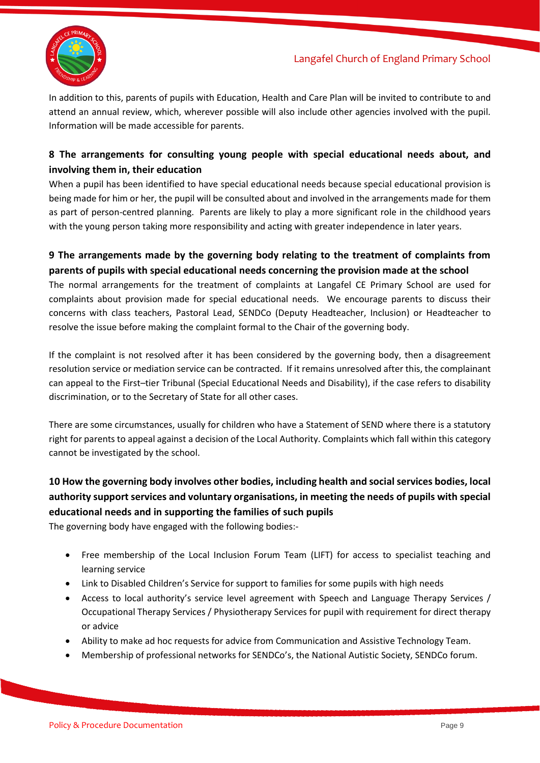In addition to this, parents of pupils with Education, Health and Care Plan will be invited to contribute to and attend an annual review, which, wherever possible will also include other agencies involved with the pupil. Information will be made accessible for parents.

## 8 The arrangements for consulting young people with special educational needs about, and involving them in, their education

When a pupil has been identified to have special educational needs because special educational provision is being made for him or her, the pupil will be consulted about and involved in the arrangements made for them as part of person-centred planning. Parents are likely to play a more significant role in the childhood years with the young person taking more responsibility and acting with greater independence in later years.

## 9 The arrangements made by the governing body relating to the treatment of complaints from parents of pupils with special educational needs concerning the provision made at the school

The normal arrangements for the treatment of complaints at Langafel CE Primary School are used for complaints about provision made for special educational needs. We encourage parents to discuss their concerns with class teachers, Pastoral Lead, SENDCo (Deputy Headteacher, Inclusion) or Headteacher to resolve the issue before making the complaint formal to the Chair of the governing body.

If the complaint is not resolved after it has been considered by the governing body, then a disagreement resolution service or mediation service can be contracted. If it remains unresolved after this, the complainant can appeal to the First–tier Tribunal (Special Educational Needs and Disability), if the case refers to disability discrimination, or to the Secretary of State for all other cases.

There are some circumstances, usually for children who have a Statement of SEND where there is a statutory right for parents to appeal against a decision of the Local Authority. Complaints which fall within this category cannot be investigated by the school.

## 10 How the governing body involves other bodies, including health and social services bodies, local authority support services and voluntary organisations, in meeting the needs of pupils with special educational needs and in supporting the families of such pupils

The governing body have engaged with the following bodies:-

- Free membership of the Local Inclusion Forum Team (LIFT) for access to specialist teaching and learning service
- Link to Disabled Children's Service for support to families for some pupils with high needs
- Access to local authority's service level agreement with Speech and Language Therapy Services / Occupational Therapy Services / Physiotherapy Services for pupil with requirement for direct therapy or advice
- Ability to make ad hoc requests for advice from Communication and Assistive Technology Team.
- Membership of professional networks for SENDCo's, the National Autistic Society, SENDCo forum.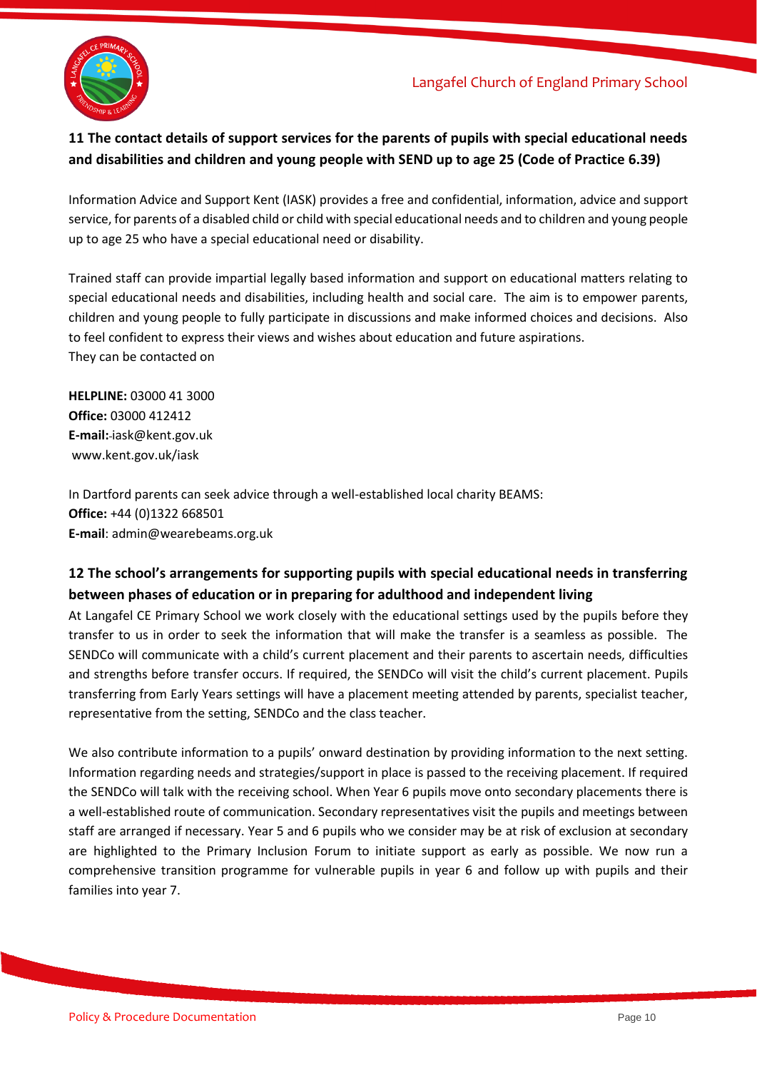## 11 The contact details of support services for the parents of pupils with special educational needs and disabilities and children and young people with SEND up to age 25 (Code of Practice 6.39)

Information Advice and Support Kent (IASK) provides a free and confidential, information, advice and support service, for parents of a disabled child or child with special educational needs and to children and young people up to age 25 who have a special educational need or disability.

Trained staff can provide impartial legally based information and support on educational matters relating to special educational needs and disabilities, including health and social care. The aim is to empower parents, children and young people to fully participate in discussions and make informed choices and decisions. Also to feel confident to express their views and wishes about education and future aspirations.
They can be contacted on

**HELPLINE:** 03000 41 3000
**Office:** 03000 412412
**E-mail:** iask@kent.gov.uk
www.kent.gov.uk/iask

In Dartford parents can seek advice through a well-established local charity BEAMS:
**Office:** +44 (0)1322 668501
**E-mail**: admin@wearebeams.org.uk

## 12 The school's arrangements for supporting pupils with special educational needs in transferring between phases of education or in preparing for adulthood and independent living

At Langafel CE Primary School we work closely with the educational settings used by the pupils before they transfer to us in order to seek the information that will make the transfer is a seamless as possible. The SENDCo will communicate with a child's current placement and their parents to ascertain needs, difficulties and strengths before transfer occurs. If required, the SENDCo will visit the child's current placement. Pupils transferring from Early Years settings will have a placement meeting attended by parents, specialist teacher, representative from the setting, SENDCo and the class teacher.

We also contribute information to a pupils' onward destination by providing information to the next setting. Information regarding needs and strategies/support in place is passed to the receiving placement. If required the SENDCo will talk with the receiving school. When Year 6 pupils move onto secondary placements there is a well-established route of communication. Secondary representatives visit the pupils and meetings between staff are arranged if necessary. Year 5 and 6 pupils who we consider may be at risk of exclusion at secondary are highlighted to the Primary Inclusion Forum to initiate support as early as possible. We now run a comprehensive transition programme for vulnerable pupils in year 6 and follow up with pupils and their families into year 7.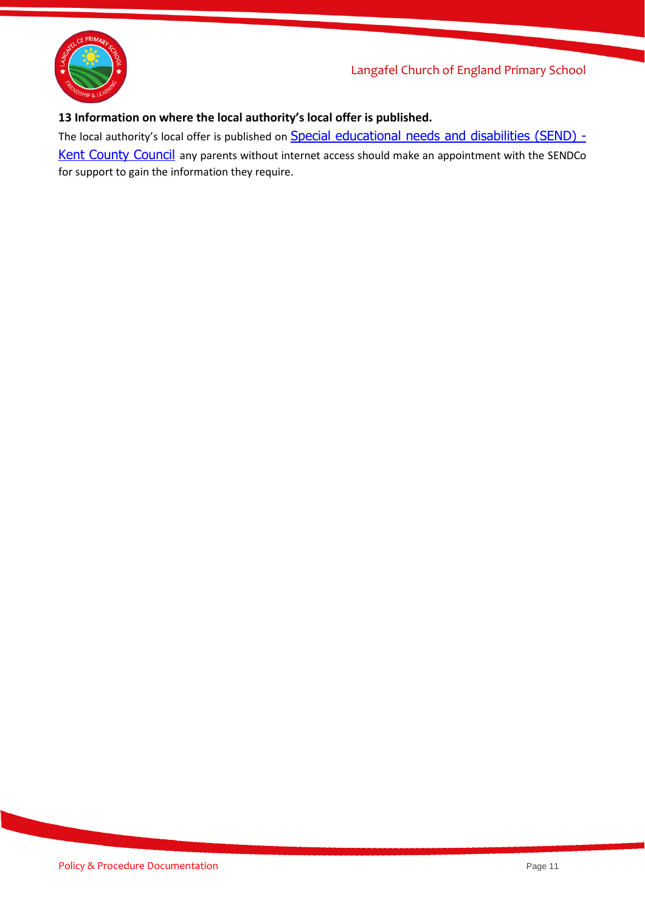### 13 Information on where the local authority's local offer is published.

The local authority's local offer is published on Special educational needs and disabilities (SEND) - Kent County Council any parents without internet access should make an appointment with the SENDCo for support to gain the information they require.